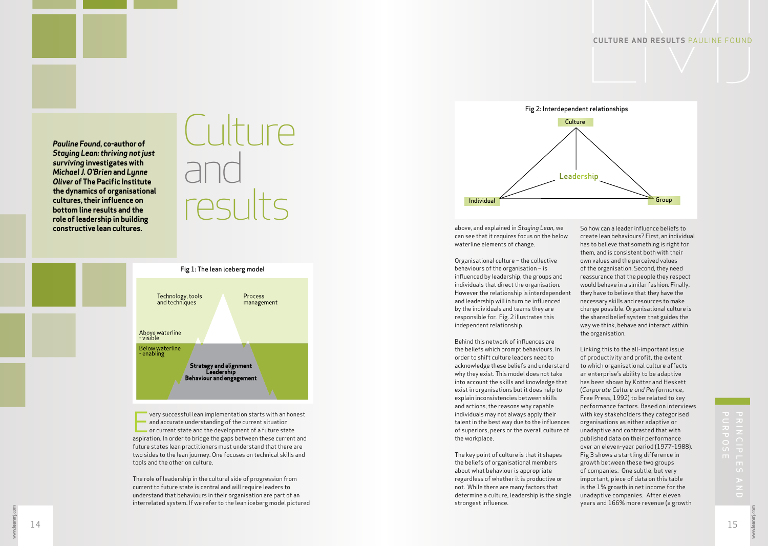# Culture and results

***Pauline Found*, co-author of *Staying Lean: thriving not just surviving* investigates with *Michael J. O'Brien* and *Lynne Oliver* of The Pacific Institute the dynamics of organisational cultures, their influence on bottom line results and the role of leadership in building constructive lean cultures.**

Fig 1: The lean iceberg model

Technology, tools and techniques

Process management

Above waterline - visible

Below waterline - enabling

**Strategy and alignment**
**Leadership**
**Behaviour and engagement**

Every successful lean implementation starts with an honest and accurate understanding of the current situation or current state and the development of a future state aspiration. In order to bridge the gaps between these current and future states lean practitioners must understand that there are two sides to the lean journey. One focuses on technical skills and tools and the other on culture.

The role of leadership in the cultural side of progression from current to future state is central and will require leaders to understand that behaviours in their organisation are part of an interrelated system. If we refer to the lean iceberg model pictured above, and explained in *Staying Lean*, we can see that it requires focus on the below waterline elements of change.

Fig 2: Interdependent relationships

Culture

Leadership

Individual

Group

Organisational culture – the collective behaviours of the organisation – is influenced by leadership, the groups and individuals that direct the organisation. However the relationship is interdependent and leadership will in turn be influenced by the individuals and teams they are responsible for. Fig. 2 illustrates this independent relationship.

Behind this network of influences are the beliefs which prompt behaviours. In order to shift culture leaders need to acknowledge these beliefs and understand why they exist. This model does not take into account the skills and knowledge that exist in organisations but it does help to explain inconsistencies between skills and actions; the reasons why capable individuals may not always apply their talent in the best way due to the influences of superiors, peers or the overall culture of the workplace.

The key point of culture is that it shapes the beliefs of organisational members about what behaviour is appropriate regardless of whether it is productive or not. While there are many factors that determine a culture, leadership is the single strongest influence.

So how can a leader influence beliefs to create lean behaviours? First, an individual has to believe that something is right for them, and is consistent both with their own values and the perceived values of the organisation. Second, they need reassurance that the people they respect would behave in a similar fashion. Finally, they have to believe that they have the necessary skills and resources to make change possible. Organisational culture is the shared belief system that guides the way we think, behave and interact within the organisation.

Linking this to the all-important issue of productivity and profit, the extent to which organisational culture affects an enterprise's ability to be adaptive has been shown by Kotter and Heskett (*Corporate Culture and Performance*, Free Press, 1992) to be related to key performance factors. Based on interviews with key stakeholders they categorised organisations as either adaptive or unadaptive and contrasted that with published data on their performance over an eleven-year period (1977-1988). Fig 3 shows a startling difference in growth between these two groups of companies. One subtle, but very important, piece of data on this table is the 1% growth in net income for the unadaptive companies. After eleven years and 166% more revenue (a growth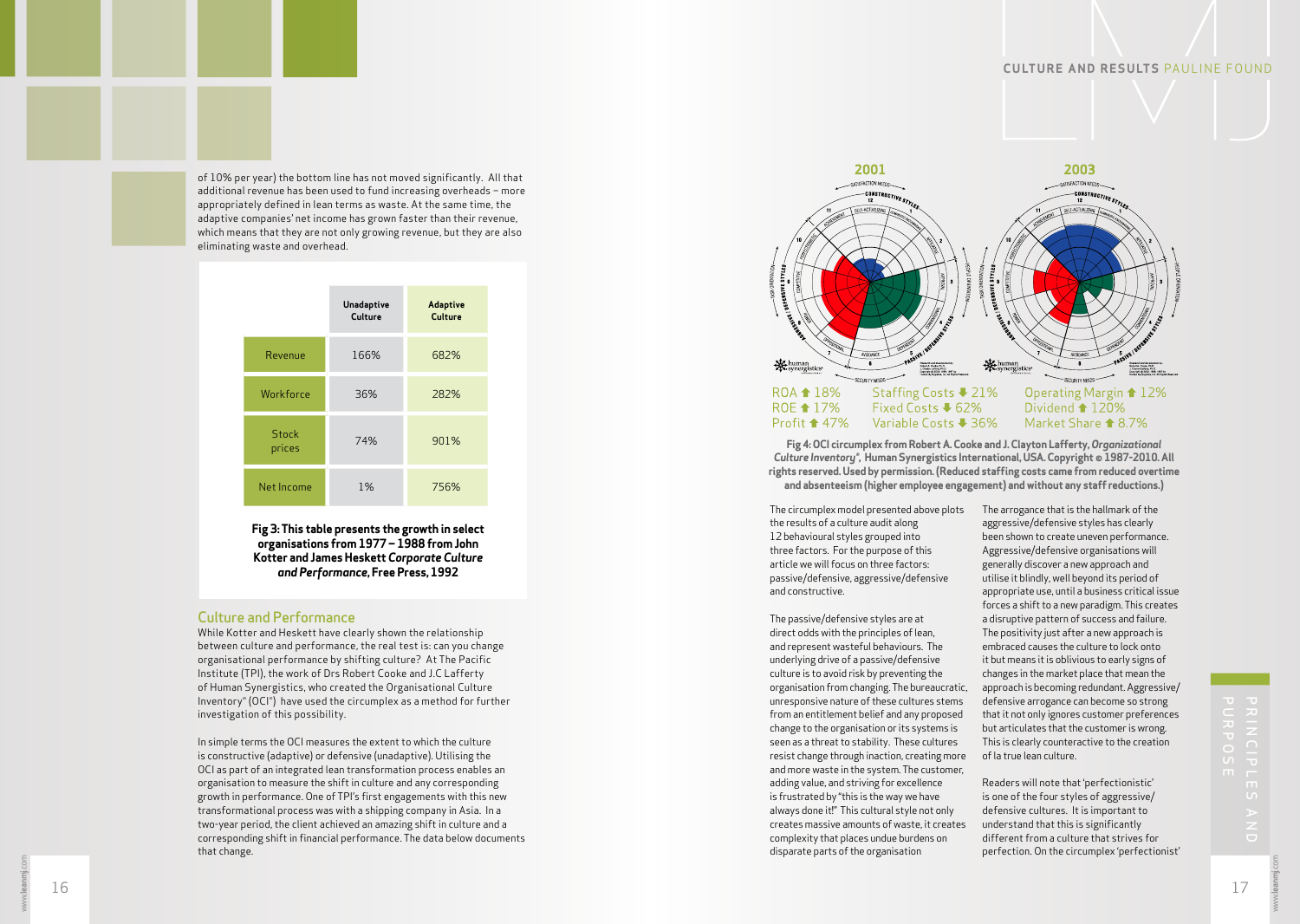of 10% per year) the bottom line has not moved significantly. All that additional revenue has been used to fund increasing overheads – more appropriately defined in lean terms as waste. At the same time, the adaptive companies' net income has grown faster than their revenue, which means that they are not only growing revenue, but they are also eliminating waste and overhead.

| | Unadaptive Culture | Adaptive Culture |
|---|---|---|
| Revenue | 166% | 682% |
| Workforce | 36% | 282% |
| Stock prices | 74% | 901% |
| Net Income | 1% | 756% |

**Fig 3: This table presents the growth in select organisations from 1977 – 1988 from John Kotter and James Heskett *Corporate Culture and Performance*, Free Press, 1992**

## Culture and Performance

While Kotter and Heskett have clearly shown the relationship between culture and performance, the real test is: can you change organisational performance by shifting culture? At The Pacific Institute (TPI), the work of Drs Robert Cooke and J.C Lafferty of Human Synergistics, who created the Organisational Culture Inventory® (OCI®) have used the circumplex as a method for further investigation of this possibility.

In simple terms the OCI measures the extent to which the culture is constructive (adaptive) or defensive (unadaptive). Utilising the OCI as part of an integrated lean transformation process enables an organisation to measure the shift in culture and any corresponding growth in performance. One of TPI's first engagements with this new transformational process was with a shipping company in Asia. In a two-year period, the client achieved an amazing shift in culture and a corresponding shift in financial performance. The data below documents that change.

**2001** | **2003**

ROA ⬆ 18%
ROE ⬆ 17%
Profit ⬆ 47%
Staffing Costs ⬇ 21%
Fixed Costs ⬇ 62%
Variable Costs ⬇ 36%
Operating Margin ⬆ 12%
Dividend ⬆ 120%
Market Share ⬆ 8.7%

**Fig 4: OCI circumplex from Robert A. Cooke and J. Clayton Lafferty, *Organizational Culture Inventory*®, Human Synergistics International, USA. Copyright © 1987-2010. All rights reserved. Used by permission. (Reduced staffing costs came from reduced overtime and absenteeism (higher employee engagement) and without any staff reductions.)**

The circumplex model presented above plots the results of a culture audit along 12 behavioural styles grouped into three factors. For the purpose of this article we will focus on three factors: passive/defensive, aggressive/defensive and constructive.

The passive/defensive styles are at direct odds with the principles of lean, and represent wasteful behaviours. The underlying drive of a passive/defensive culture is to avoid risk by preventing the organisation from changing. The bureaucratic, unresponsive nature of these cultures stems from an entitlement belief and any proposed change to the organisation or its systems is seen as a threat to stability. These cultures resist change through inaction, creating more and more waste in the system. The customer, adding value, and striving for excellence is frustrated by "this is the way we have always done it!" This cultural style not only creates massive amounts of waste, it creates complexity that places undue burdens on disparate parts of the organisation

The arrogance that is the hallmark of the aggressive/defensive styles has clearly been shown to create uneven performance. Aggressive/defensive organisations will generally discover a new approach and utilise it blindly, well beyond its period of appropriate use, until a business critical issue forces a shift to a new paradigm. This creates a disruptive pattern of success and failure. The positivity just after a new approach is embraced causes the culture to lock onto it but means it is oblivious to early signs of changes in the market place that mean the approach is becoming redundant. Aggressive/defensive arrogance can become so strong that it not only ignores customer preferences but articulates that the customer is wrong. This is clearly counteractive to the creation of a true lean culture.

Readers will note that 'perfectionistic' is one of the four styles of aggressive/defensive cultures. It is important to understand that this is significantly different from a culture that strives for perfection. On the circumplex 'perfectionist'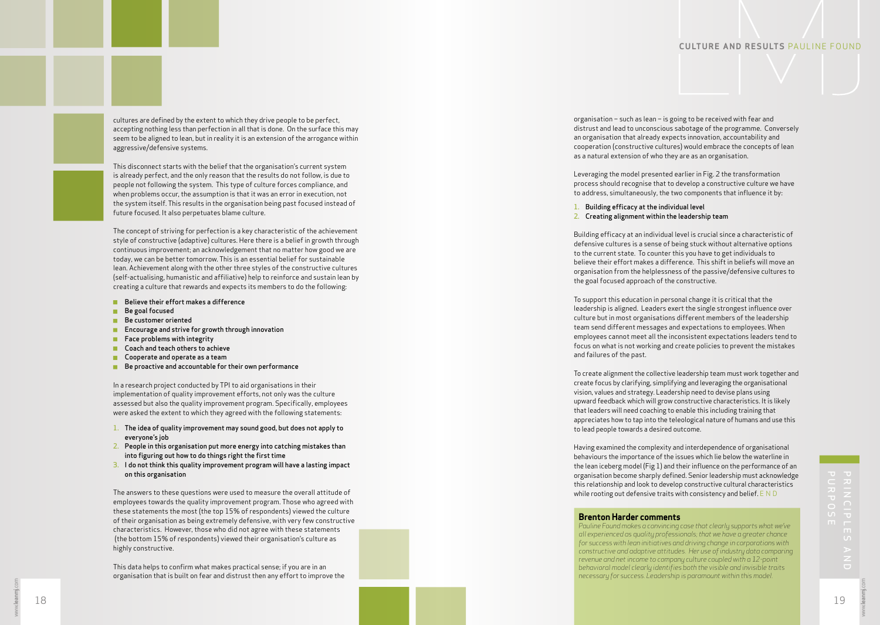cultures are defined by the extent to which they drive people to be perfect, accepting nothing less than perfection in all that is done. On the surface this may seem to be aligned to lean, but in reality it is an extension of the arrogance within aggressive/defensive systems.

This disconnect starts with the belief that the organisation's current system is already perfect, and the only reason that the results do not follow, is due to people not following the system. This type of culture forces compliance, and when problems occur, the assumption is that it was an error in execution, not the system itself. This results in the organisation being past focused instead of future focused. It also perpetuates blame culture.

The concept of striving for perfection is a key characteristic of the achievement style of constructive (adaptive) cultures. Here there is a belief in growth through continuous improvement; an acknowledgement that no matter how good we are today, we can be better tomorrow. This is an essential belief for sustainable lean. Achievement along with the other three styles of the constructive cultures (self-actualising, humanistic and affiliative) help to reinforce and sustain lean by creating a culture that rewards and expects its members to do the following:

- Believe their effort makes a difference
- Be goal focused
- Be customer oriented
- Encourage and strive for growth through innovation
- Face problems with integrity
- Coach and teach others to achieve
- Cooperate and operate as a team
- Be proactive and accountable for their own performance

In a research project conducted by TPI to aid organisations in their implementation of quality improvement efforts, not only was the culture assessed but also the quality improvement program. Specifically, employees were asked the extent to which they agreed with the following statements:

1. The idea of quality improvement may sound good, but does not apply to everyone's job
2. People in this organisation put more energy into catching mistakes than into figuring out how to do things right the first time
3. I do not think this quality improvement program will have a lasting impact on this organisation

The answers to these questions were used to measure the overall attitude of employees towards the quality improvement program. Those who agreed with these statements the most (the top 15% of respondents) viewed the culture of their organisation as being extremely defensive, with very few constructive characteristics. However, those who did not agree with these statements (the bottom 15% of respondents) viewed their organisation's culture as highly constructive.

This data helps to confirm what makes practical sense; if you are in an organisation that is built on fear and distrust then any effort to improve the organisation – such as lean – is going to be received with fear and distrust and lead to unconscious sabotage of the programme. Conversely an organisation that already expects innovation, accountability and cooperation (constructive cultures) would embrace the concepts of lean as a natural extension of who they are as an organisation.

Leveraging the model presented earlier in Fig. 2 the transformation process should recognise that to develop a constructive culture we have to address, simultaneously, the two components that influence it by:

1. Building efficacy at the individual level
2. Creating alignment within the leadership team

Building efficacy at an individual level is crucial since a characteristic of defensive cultures is a sense of being stuck without alternative options to the current state. To counter this you have to get individuals to believe their effort makes a difference. This shift in beliefs will move an organisation from the helplessness of the passive/defensive cultures to the goal focused approach of the constructive.

To support this education in personal change it is critical that the leadership is aligned. Leaders exert the single strongest influence over culture but in most organisations different members of the leadership team send different messages and expectations to employees. When employees cannot meet all the inconsistent expectations leaders tend to focus on what is not working and create policies to prevent the mistakes and failures of the past.

To create alignment the collective leadership team must work together and create focus by clarifying, simplifying and leveraging the organisational vision, values and strategy. Leadership need to devise plans using upward feedback which will grow constructive characteristics. It is likely that leaders will need coaching to enable this including training that appreciates how to tap into the teleological nature of humans and use this to lead people towards a desired outcome.

Having examined the complexity and interdependence of organisational behaviours the importance of the issues which lie below the waterline in the lean iceberg model (Fig 1) and their influence on the performance of an organisation become sharply defined. Senior leadership must acknowledge this relationship and look to develop constructive cultural characteristics while rooting out defensive traits with consistency and belief. END

### Brenton Harder comments

*Pauline Found makes a convincing case that clearly supports what we've all experienced as quality professionals; that we have a greater chance for success with lean initiatives and driving change in corporations with constructive and adaptive attitudes. Her use of industry data comparing revenue and net income to company culture coupled with a 12-point behavioral model clearly identifies both the visible and invisible traits necessary for success. Leadership is paramount within this model.*